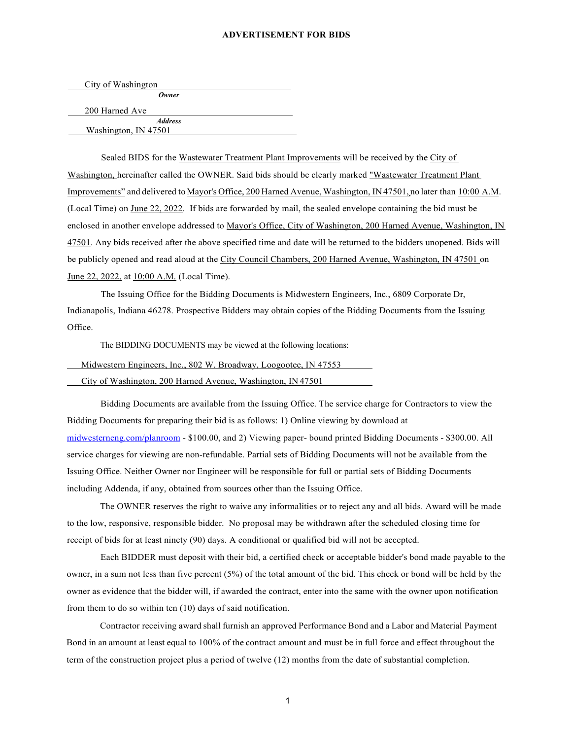# ADVERTISEMENT FOR BIDS

City of Washington
***Owner***

200 Harned Ave
***Address***
Washington, IN 47501

Sealed BIDS for the Wastewater Treatment Plant Improvements will be received by the City of Washington, hereinafter called the OWNER. Said bids should be clearly marked "Wastewater Treatment Plant Improvements" and delivered to Mayor's Office, 200 Harned Avenue, Washington, IN 47501, no later than 10:00 A.M. (Local Time) on June 22, 2022. If bids are forwarded by mail, the sealed envelope containing the bid must be enclosed in another envelope addressed to Mayor's Office, City of Washington, 200 Harned Avenue, Washington, IN 47501. Any bids received after the above specified time and date will be returned to the bidders unopened. Bids will be publicly opened and read aloud at the City Council Chambers, 200 Harned Avenue, Washington, IN 47501 on June 22, 2022, at 10:00 A.M. (Local Time).

The Issuing Office for the Bidding Documents is Midwestern Engineers, Inc., 6809 Corporate Dr, Indianapolis, Indiana 46278. Prospective Bidders may obtain copies of the Bidding Documents from the Issuing Office.

The BIDDING DOCUMENTS may be viewed at the following locations:

Midwestern Engineers, Inc., 802 W. Broadway, Loogootee, IN 47553

City of Washington, 200 Harned Avenue, Washington, IN 47501

Bidding Documents are available from the Issuing Office. The service charge for Contractors to view the Bidding Documents for preparing their bid is as follows: 1) Online viewing by download at midwesterneng.com/planroom - $100.00, and 2) Viewing paper- bound printed Bidding Documents - $300.00. All service charges for viewing are non-refundable. Partial sets of Bidding Documents will not be available from the Issuing Office. Neither Owner nor Engineer will be responsible for full or partial sets of Bidding Documents including Addenda, if any, obtained from sources other than the Issuing Office.

The OWNER reserves the right to waive any informalities or to reject any and all bids. Award will be made to the low, responsive, responsible bidder. No proposal may be withdrawn after the scheduled closing time for receipt of bids for at least ninety (90) days. A conditional or qualified bid will not be accepted.

Each BIDDER must deposit with their bid, a certified check or acceptable bidder's bond made payable to the owner, in a sum not less than five percent (5%) of the total amount of the bid. This check or bond will be held by the owner as evidence that the bidder will, if awarded the contract, enter into the same with the owner upon notification from them to do so within ten (10) days of said notification.

Contractor receiving award shall furnish an approved Performance Bond and a Labor and Material Payment Bond in an amount at least equal to 100% of the contract amount and must be in full force and effect throughout the term of the construction project plus a period of twelve (12) months from the date of substantial completion.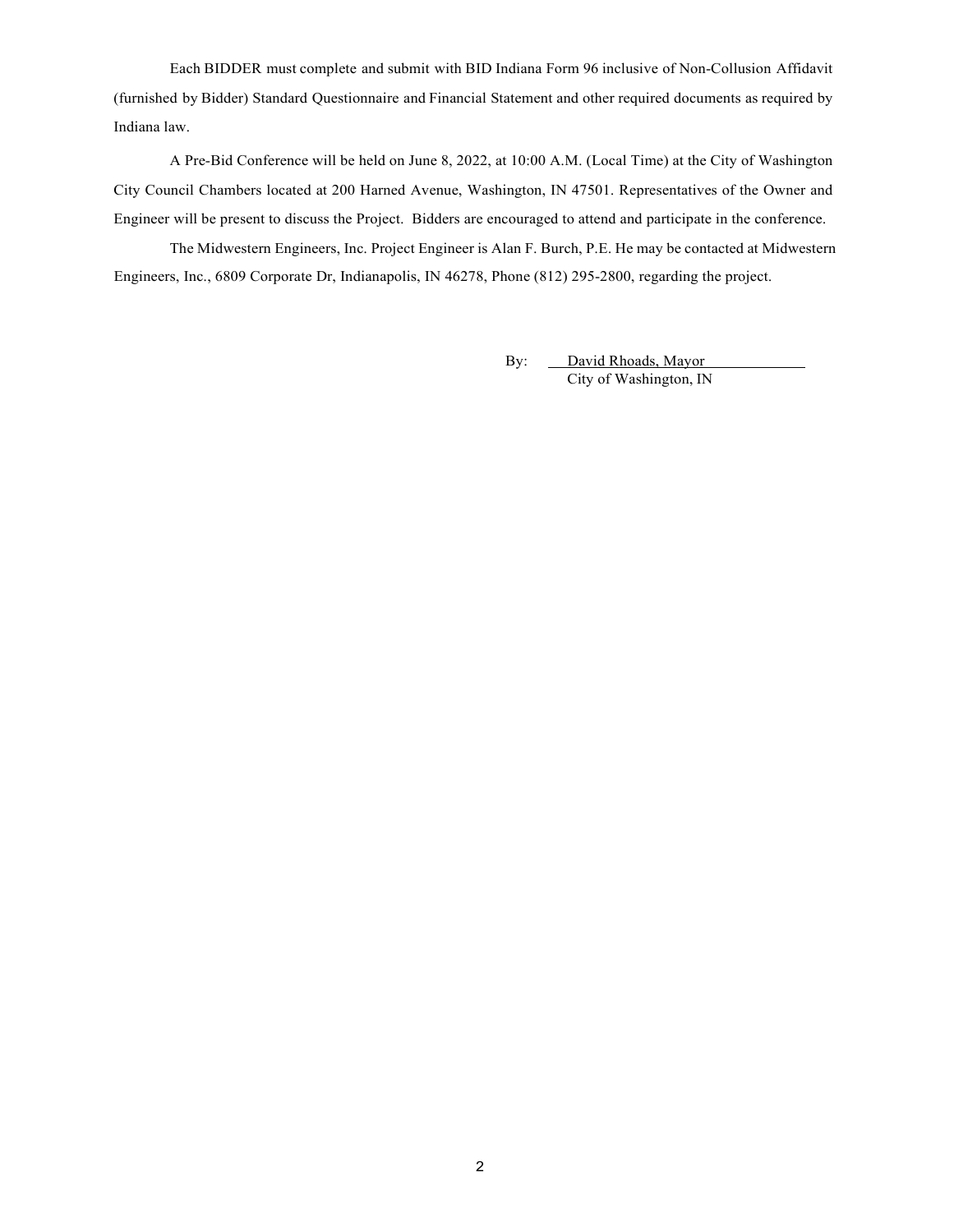Each BIDDER must complete and submit with BID Indiana Form 96 inclusive of Non-Collusion Affidavit (furnished by Bidder) Standard Questionnaire and Financial Statement and other required documents as required by Indiana law.

A Pre-Bid Conference will be held on June 8, 2022, at 10:00 A.M. (Local Time) at the City of Washington City Council Chambers located at 200 Harned Avenue, Washington, IN 47501. Representatives of the Owner and Engineer will be present to discuss the Project. Bidders are encouraged to attend and participate in the conference.

The Midwestern Engineers, Inc. Project Engineer is Alan F. Burch, P.E. He may be contacted at Midwestern Engineers, Inc., 6809 Corporate Dr, Indianapolis, IN 46278, Phone (812) 295-2800, regarding the project.

By: David Rhoads, Mayor
City of Washington, IN